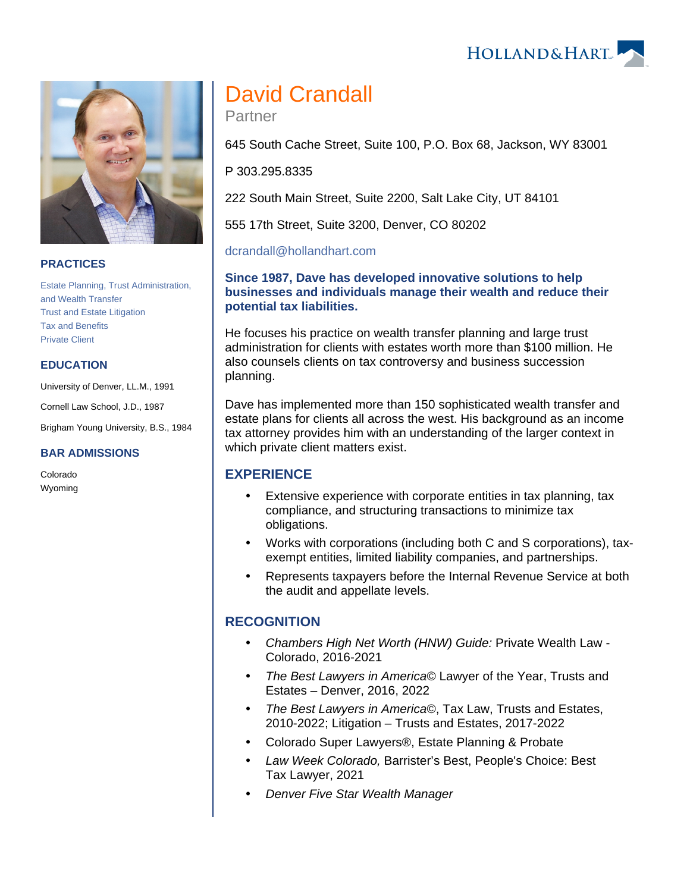# David Crandall

Partner

645 South Cache Street, Suite 100, P.O. Box 68, Jackson, WY 83001

P 303.295.8335

222 South Main Street, Suite 2200, Salt Lake City, UT 84101

555 17th Street, Suite 3200, Denver, CO 80202

dcrandall@hollandhart.com

## PRACTICES

Estate Planning, Trust Administration, and Wealth Transfer
Trust and Estate Litigation
Tax and Benefits
Private Client

## EDUCATION

University of Denver, LL.M., 1991

Cornell Law School, J.D., 1987

Brigham Young University, B.S., 1984

## BAR ADMISSIONS

Colorado
Wyoming

**Since 1987, Dave has developed innovative solutions to help businesses and individuals manage their wealth and reduce their potential tax liabilities.**

He focuses his practice on wealth transfer planning and large trust administration for clients with estates worth more than $100 million. He also counsels clients on tax controversy and business succession planning.

Dave has implemented more than 150 sophisticated wealth transfer and estate plans for clients all across the west. His background as an income tax attorney provides him with an understanding of the larger context in which private client matters exist.

## EXPERIENCE

- Extensive experience with corporate entities in tax planning, tax compliance, and structuring transactions to minimize tax obligations.
- Works with corporations (including both C and S corporations), tax-exempt entities, limited liability companies, and partnerships.
- Represents taxpayers before the Internal Revenue Service at both the audit and appellate levels.

## RECOGNITION

- *Chambers High Net Worth (HNW) Guide:* Private Wealth Law - Colorado, 2016-2021
- *The Best Lawyers in America©* Lawyer of the Year, Trusts and Estates – Denver, 2016, 2022
- *The Best Lawyers in America©*, Tax Law, Trusts and Estates, 2010-2022; Litigation – Trusts and Estates, 2017-2022
- Colorado Super Lawyers®, Estate Planning & Probate
- *Law Week Colorado,* Barrister's Best, People's Choice: Best Tax Lawyer, 2021
- *Denver Five Star Wealth Manager*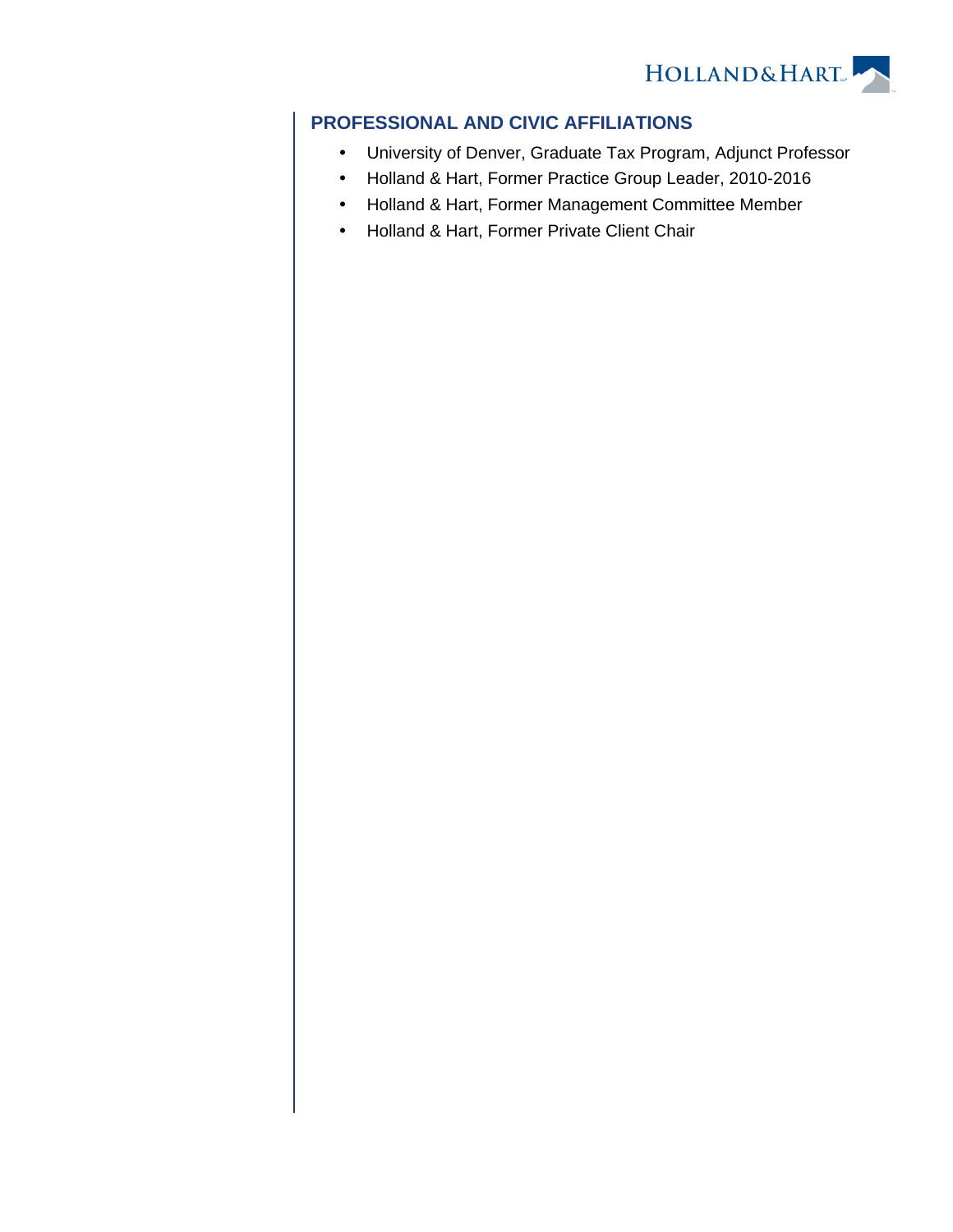## PROFESSIONAL AND CIVIC AFFILIATIONS

- University of Denver, Graduate Tax Program, Adjunct Professor
- Holland & Hart, Former Practice Group Leader, 2010-2016
- Holland & Hart, Former Management Committee Member
- Holland & Hart, Former Private Client Chair